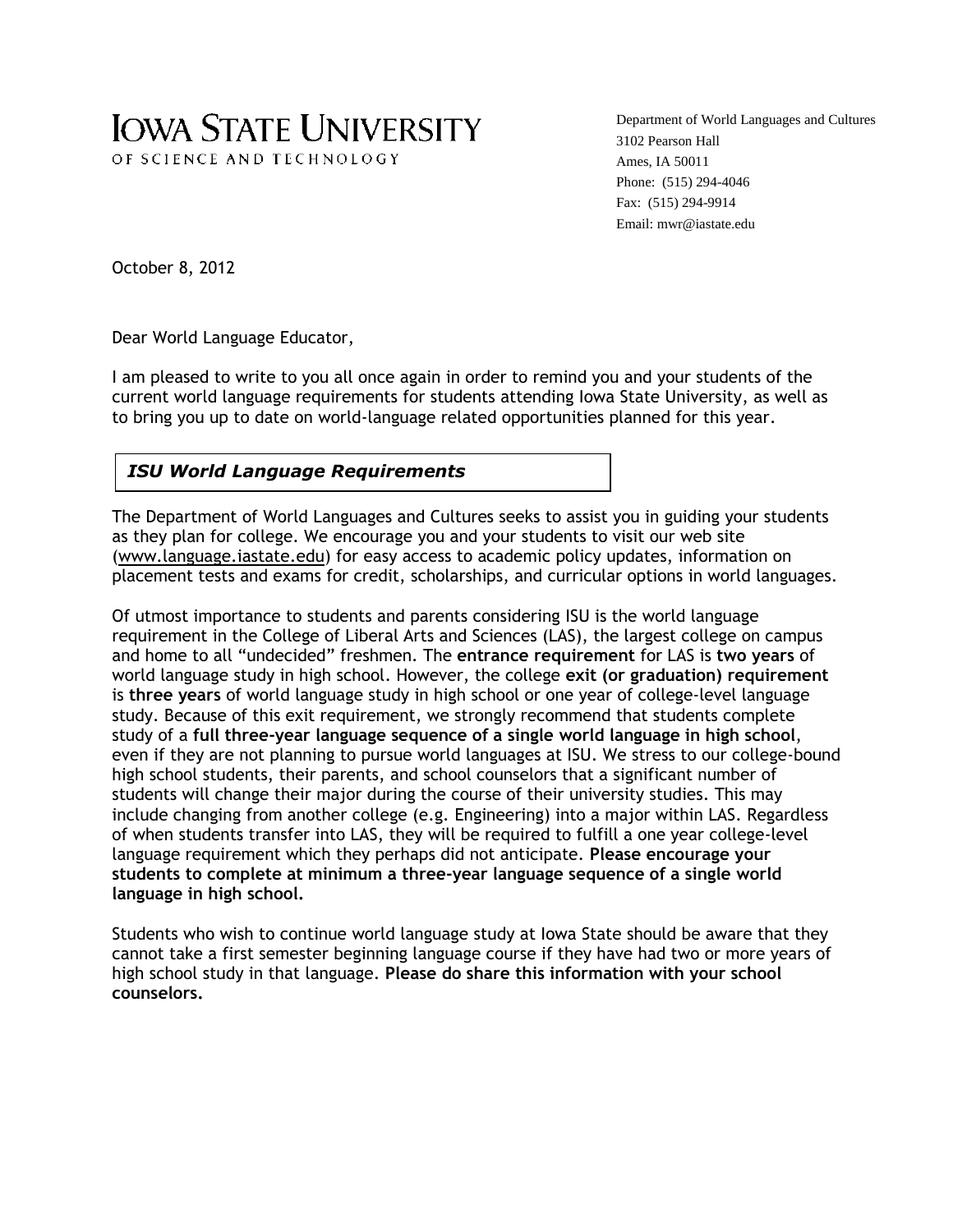# IOWA STATE UNIVERSITY

OF SCIENCE AND TECHNOLOGY

Department of World Languages and Cultures
3102 Pearson Hall
Ames, IA 50011
Phone: (515) 294-4046
Fax: (515) 294-9914
Email: mwr@iastate.edu

October 8, 2012

Dear World Language Educator,

I am pleased to write to you all once again in order to remind you and your students of the current world language requirements for students attending Iowa State University, as well as to bring you up to date on world-language related opportunities planned for this year.

## *ISU World Language Requirements*

The Department of World Languages and Cultures seeks to assist you in guiding your students as they plan for college. We encourage you and your students to visit our web site (www.language.iastate.edu) for easy access to academic policy updates, information on placement tests and exams for credit, scholarships, and curricular options in world languages.

Of utmost importance to students and parents considering ISU is the world language requirement in the College of Liberal Arts and Sciences (LAS), the largest college on campus and home to all "undecided" freshmen. The **entrance requirement** for LAS is **two years** of world language study in high school. However, the college **exit (or graduation) requirement** is **three years** of world language study in high school or one year of college-level language study. Because of this exit requirement, we strongly recommend that students complete study of a **full three-year language sequence of a single world language in high school**, even if they are not planning to pursue world languages at ISU. We stress to our college-bound high school students, their parents, and school counselors that a significant number of students will change their major during the course of their university studies. This may include changing from another college (e.g. Engineering) into a major within LAS. Regardless of when students transfer into LAS, they will be required to fulfill a one year college-level language requirement which they perhaps did not anticipate. **Please encourage your students to complete at minimum a three-year language sequence of a single world language in high school.**

Students who wish to continue world language study at Iowa State should be aware that they cannot take a first semester beginning language course if they have had two or more years of high school study in that language. **Please do share this information with your school counselors.**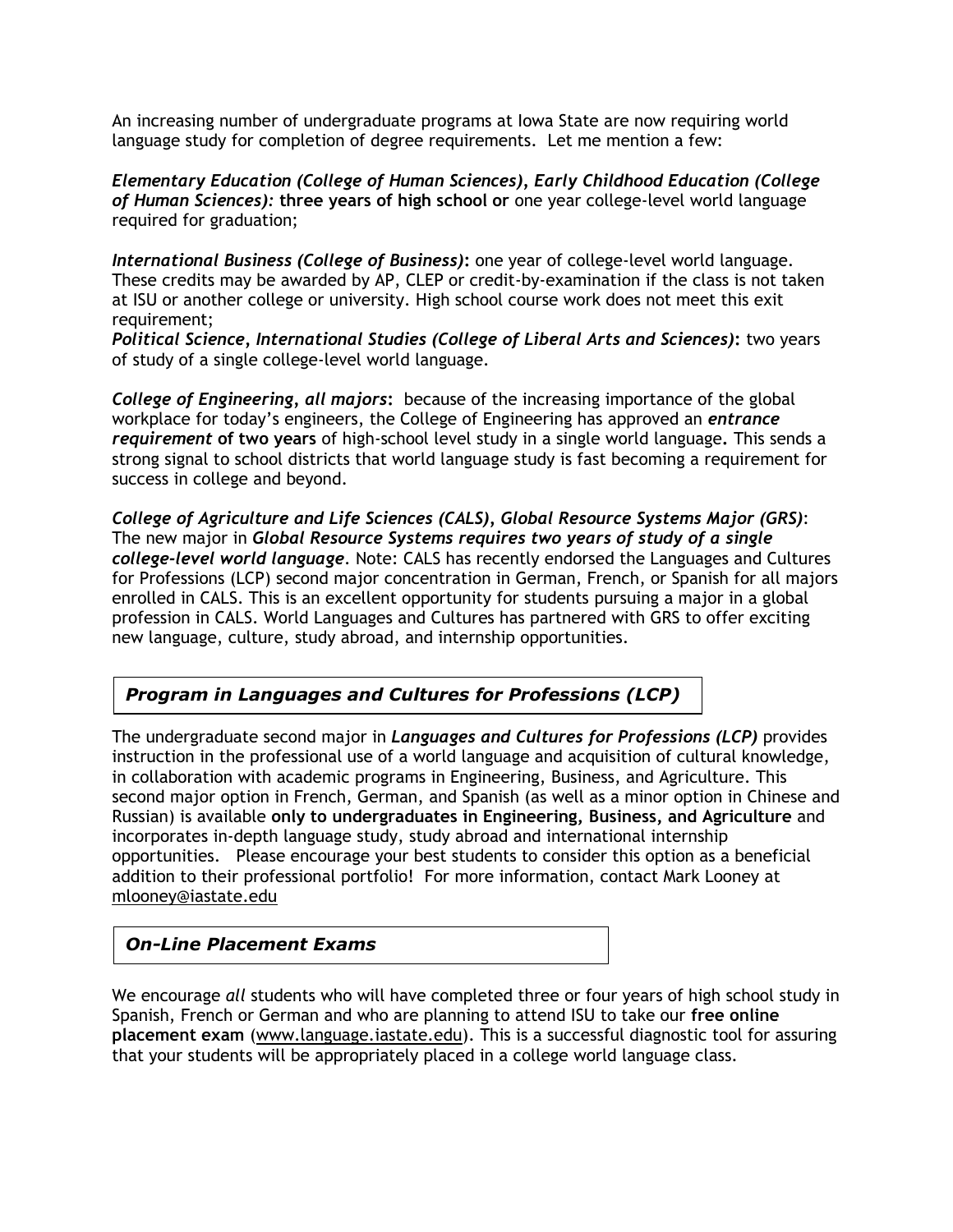An increasing number of undergraduate programs at Iowa State are now requiring world language study for completion of degree requirements. Let me mention a few:

***Elementary Education (College of Human Sciences), Early Childhood Education (College of Human Sciences):*** **three years of high school or** one year college-level world language required for graduation;

***International Business (College of Business)*:** one year of college-level world language. These credits may be awarded by AP, CLEP or credit-by-examination if the class is not taken at ISU or another college or university. High school course work does not meet this exit requirement;

***Political Science, International Studies (College of Liberal Arts and Sciences)*:** two years of study of a single college-level world language.

***College of Engineering, all majors*:** because of the increasing importance of the global workplace for today's engineers, the College of Engineering has approved an ***entrance requirement*** **of two years** of high-school level study in a single world language**.** This sends a strong signal to school districts that world language study is fast becoming a requirement for success in college and beyond.

***College of Agriculture and Life Sciences (CALS), Global Resource Systems Major (GRS)***: The new major in ***Global Resource Systems requires two years of study of a single college-level world language***. Note: CALS has recently endorsed the Languages and Cultures for Professions (LCP) second major concentration in German, French, or Spanish for all majors enrolled in CALS. This is an excellent opportunity for students pursuing a major in a global profession in CALS. World Languages and Cultures has partnered with GRS to offer exciting new language, culture, study abroad, and internship opportunities.

## *Program in Languages and Cultures for Professions (LCP)*

The undergraduate second major in ***Languages and Cultures for Professions (LCP)*** provides instruction in the professional use of a world language and acquisition of cultural knowledge, in collaboration with academic programs in Engineering, Business, and Agriculture. This second major option in French, German, and Spanish (as well as a minor option in Chinese and Russian) is available **only to undergraduates in Engineering, Business, and Agriculture** and incorporates in-depth language study, study abroad and international internship opportunities. Please encourage your best students to consider this option as a beneficial addition to their professional portfolio! For more information, contact Mark Looney at mlooney@iastate.edu

## *On-Line Placement Exams*

We encourage *all* students who will have completed three or four years of high school study in Spanish, French or German and who are planning to attend ISU to take our **free online placement exam** (www.language.iastate.edu). This is a successful diagnostic tool for assuring that your students will be appropriately placed in a college world language class.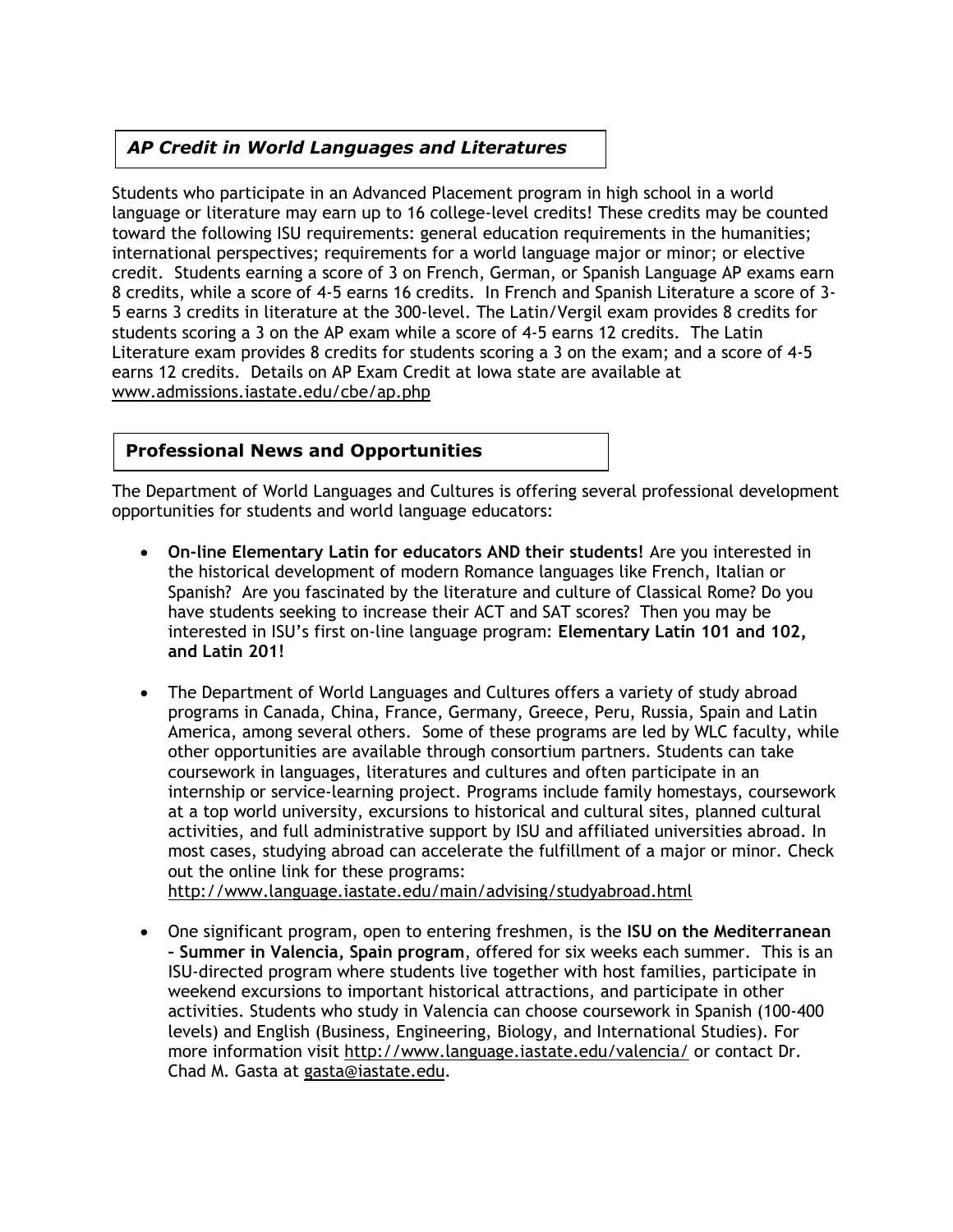## *AP Credit in World Languages and Literatures*

Students who participate in an Advanced Placement program in high school in a world language or literature may earn up to 16 college-level credits! These credits may be counted toward the following ISU requirements: general education requirements in the humanities; international perspectives; requirements for a world language major or minor; or elective credit. Students earning a score of 3 on French, German, or Spanish Language AP exams earn 8 credits, while a score of 4-5 earns 16 credits. In French and Spanish Literature a score of 3-5 earns 3 credits in literature at the 300-level. The Latin/Vergil exam provides 8 credits for students scoring a 3 on the AP exam while a score of 4-5 earns 12 credits. The Latin Literature exam provides 8 credits for students scoring a 3 on the exam; and a score of 4-5 earns 12 credits. Details on AP Exam Credit at Iowa state are available at www.admissions.iastate.edu/cbe/ap.php

## Professional News and Opportunities

The Department of World Languages and Cultures is offering several professional development opportunities for students and world language educators:

- **On-line Elementary Latin for educators AND their students!** Are you interested in the historical development of modern Romance languages like French, Italian or Spanish? Are you fascinated by the literature and culture of Classical Rome? Do you have students seeking to increase their ACT and SAT scores? Then you may be interested in ISU's first on-line language program: **Elementary Latin 101 and 102, and Latin 201!**

- The Department of World Languages and Cultures offers a variety of study abroad programs in Canada, China, France, Germany, Greece, Peru, Russia, Spain and Latin America, among several others. Some of these programs are led by WLC faculty, while other opportunities are available through consortium partners. Students can take coursework in languages, literatures and cultures and often participate in an internship or service-learning project. Programs include family homestays, coursework at a top world university, excursions to historical and cultural sites, planned cultural activities, and full administrative support by ISU and affiliated universities abroad. In most cases, studying abroad can accelerate the fulfillment of a major or minor. Check out the online link for these programs: http://www.language.iastate.edu/main/advising/studyabroad.html

- One significant program, open to entering freshmen, is the **ISU on the Mediterranean – Summer in Valencia, Spain program**, offered for six weeks each summer. This is an ISU-directed program where students live together with host families, participate in weekend excursions to important historical attractions, and participate in other activities. Students who study in Valencia can choose coursework in Spanish (100-400 levels) and English (Business, Engineering, Biology, and International Studies). For more information visit http://www.language.iastate.edu/valencia/ or contact Dr. Chad M. Gasta at gasta@iastate.edu.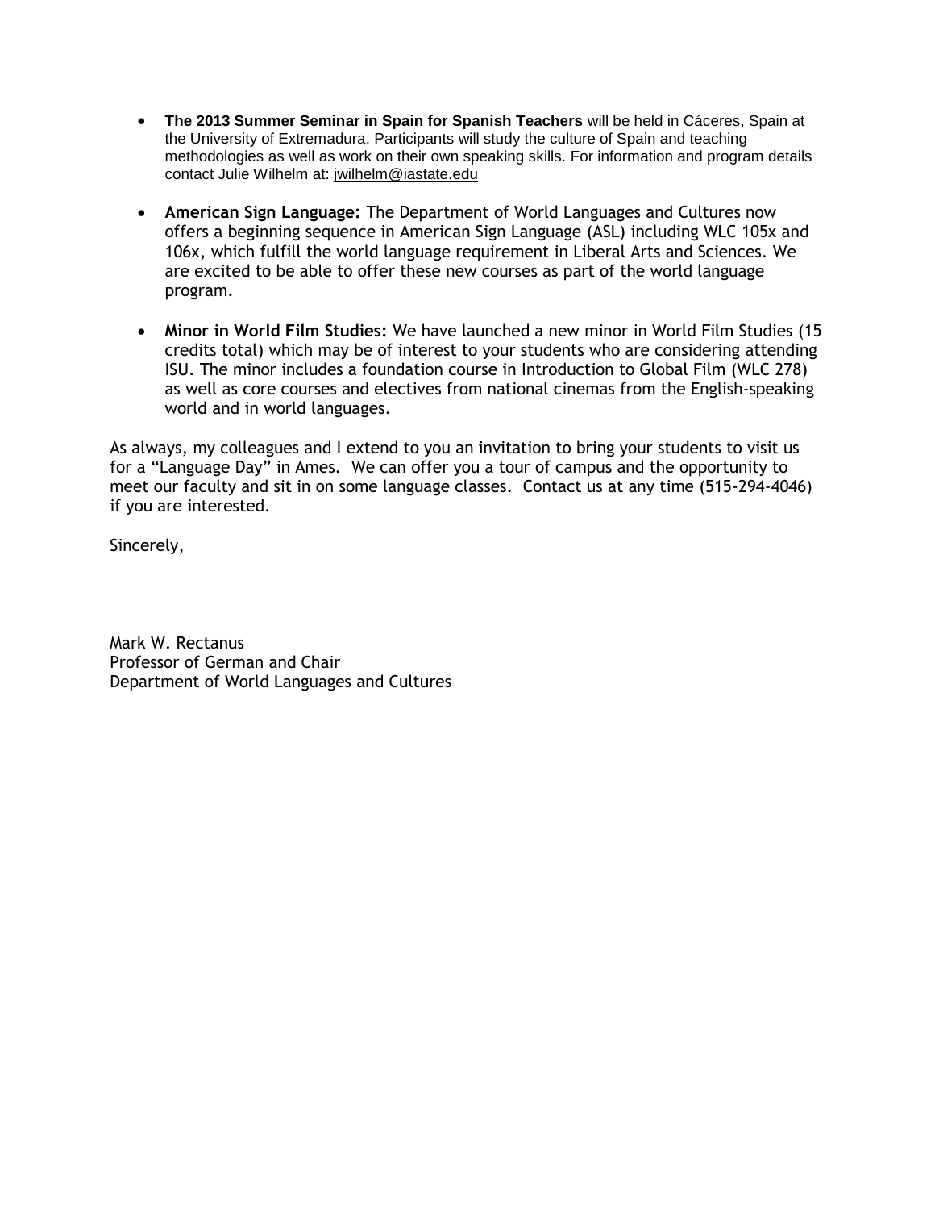- **The 2013 Summer Seminar in Spain for Spanish Teachers** will be held in Cáceres, Spain at the University of Extremadura. Participants will study the culture of Spain and teaching methodologies as well as work on their own speaking skills. For information and program details contact Julie Wilhelm at: jwilhelm@iastate.edu

- **American Sign Language:** The Department of World Languages and Cultures now offers a beginning sequence in American Sign Language (ASL) including WLC 105x and 106x, which fulfill the world language requirement in Liberal Arts and Sciences. We are excited to be able to offer these new courses as part of the world language program.

- **Minor in World Film Studies:** We have launched a new minor in World Film Studies (15 credits total) which may be of interest to your students who are considering attending ISU. The minor includes a foundation course in Introduction to Global Film (WLC 278) as well as core courses and electives from national cinemas from the English-speaking world and in world languages.

As always, my colleagues and I extend to you an invitation to bring your students to visit us for a "Language Day" in Ames. We can offer you a tour of campus and the opportunity to meet our faculty and sit in on some language classes. Contact us at any time (515-294-4046) if you are interested.

Sincerely,

Mark W. Rectanus
Professor of German and Chair
Department of World Languages and Cultures